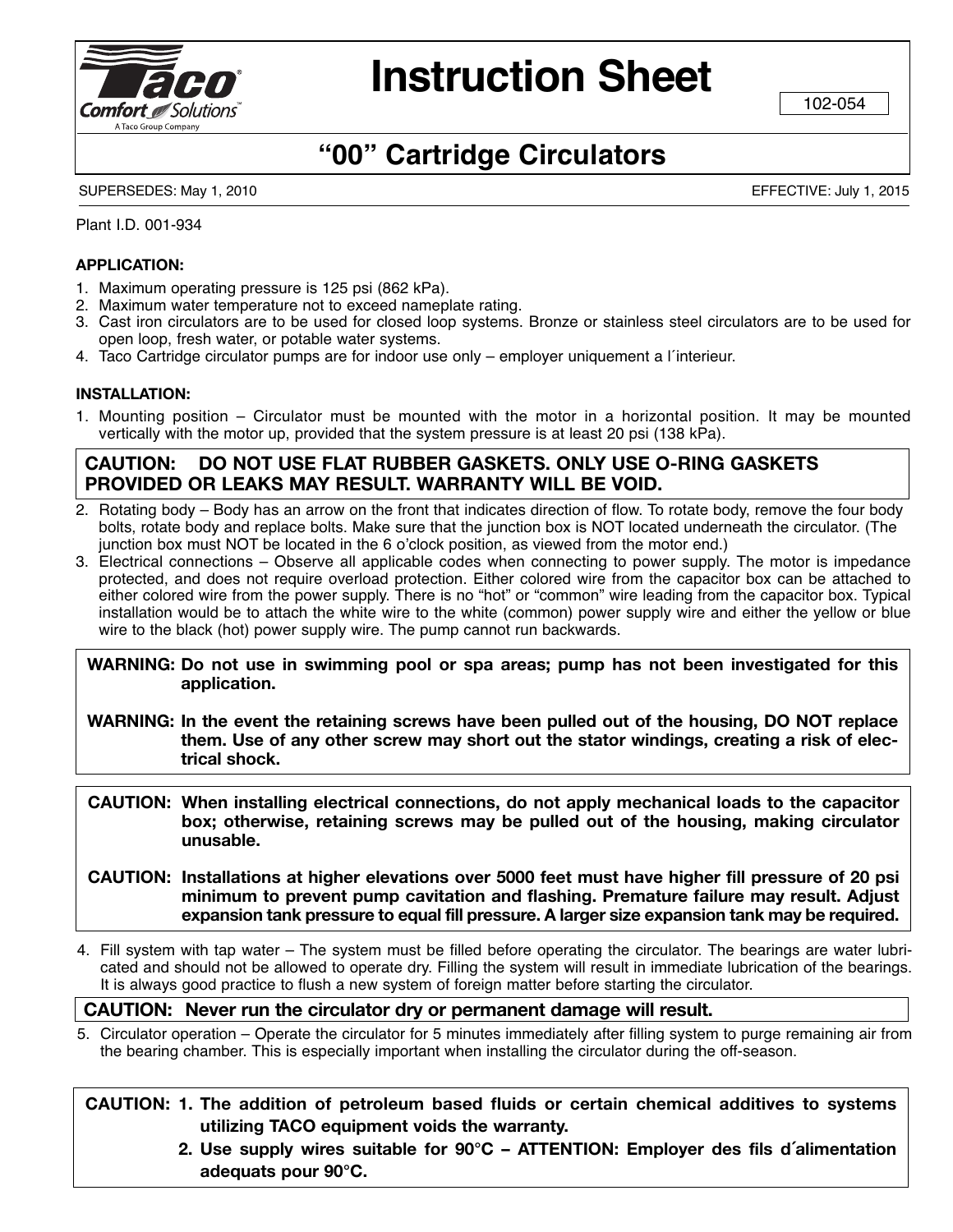# Instruction Sheet

102-054

## "00" Cartridge Circulators

SUPERSEDES: May 1, 2010

EFFECTIVE: July 1, 2015

Plant I.D. 001-934

**APPLICATION:**

1. Maximum operating pressure is 125 psi (862 kPa).
2. Maximum water temperature not to exceed nameplate rating.
3. Cast iron circulators are to be used for closed loop systems. Bronze or stainless steel circulators are to be used for open loop, fresh water, or potable water systems.
4. Taco Cartridge circulator pumps are for indoor use only – employer uniquement a l´interieur.

**INSTALLATION:**

1. Mounting position – Circulator must be mounted with the motor in a horizontal position. It may be mounted vertically with the motor up, provided that the system pressure is at least 20 psi (138 kPa).

**CAUTION: DO NOT USE FLAT RUBBER GASKETS. ONLY USE O-RING GASKETS PROVIDED OR LEAKS MAY RESULT. WARRANTY WILL BE VOID.**

2. Rotating body – Body has an arrow on the front that indicates direction of flow. To rotate body, remove the four body bolts, rotate body and replace bolts. Make sure that the junction box is NOT located underneath the circulator. (The junction box must NOT be located in the 6 o'clock position, as viewed from the motor end.)
3. Electrical connections – Observe all applicable codes when connecting to power supply. The motor is impedance protected, and does not require overload protection. Either colored wire from the capacitor box can be attached to either colored wire from the power supply. There is no "hot" or "common" wire leading from the capacitor box. Typical installation would be to attach the white wire to the white (common) power supply wire and either the yellow or blue wire to the black (hot) power supply wire. The pump cannot run backwards.

**WARNING: Do not use in swimming pool or spa areas; pump has not been investigated for this application.**

**WARNING: In the event the retaining screws have been pulled out of the housing, DO NOT replace them. Use of any other screw may short out the stator windings, creating a risk of electrical shock.**

**CAUTION: When installing electrical connections, do not apply mechanical loads to the capacitor box; otherwise, retaining screws may be pulled out of the housing, making circulator unusable.**

**CAUTION: Installations at higher elevations over 5000 feet must have higher fill pressure of 20 psi minimum to prevent pump cavitation and flashing. Premature failure may result. Adjust expansion tank pressure to equal fill pressure. A larger size expansion tank may be required.**

4. Fill system with tap water – The system must be filled before operating the circulator. The bearings are water lubricated and should not be allowed to operate dry. Filling the system will result in immediate lubrication of the bearings. It is always good practice to flush a new system of foreign matter before starting the circulator.

**CAUTION: Never run the circulator dry or permanent damage will result.**

5. Circulator operation – Operate the circulator for 5 minutes immediately after filling system to purge remaining air from the bearing chamber. This is especially important when installing the circulator during the off-season.

**CAUTION:**
1. **The addition of petroleum based fluids or certain chemical additives to systems utilizing TACO equipment voids the warranty.**
2. **Use supply wires suitable for 90°C – ATTENTION: Employer des fils d´alimentation adequats pour 90°C.**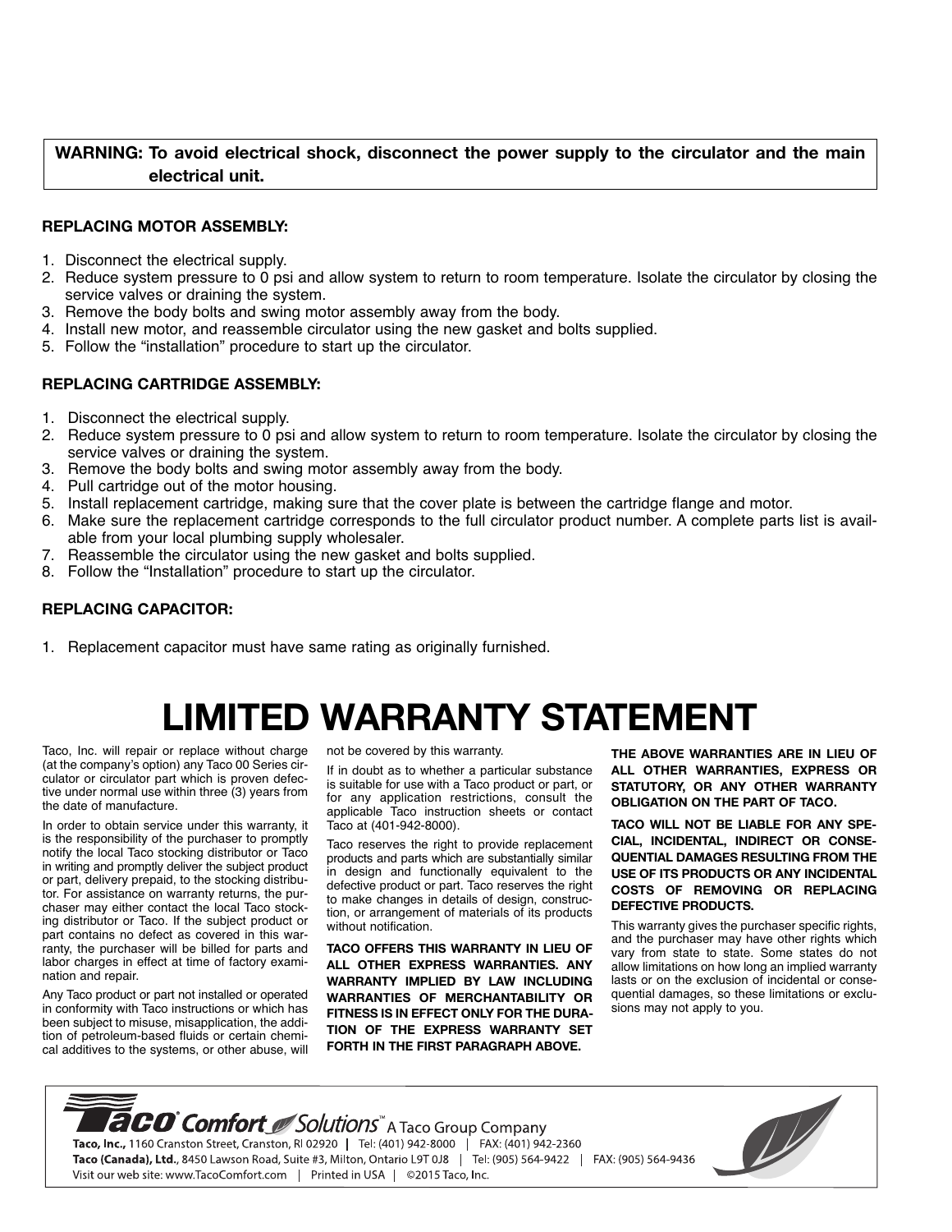**WARNING: To avoid electrical shock, disconnect the power supply to the circulator and the main electrical unit.**

**REPLACING MOTOR ASSEMBLY:**

1. Disconnect the electrical supply.
2. Reduce system pressure to 0 psi and allow system to return to room temperature. Isolate the circulator by closing the service valves or draining the system.
3. Remove the body bolts and swing motor assembly away from the body.
4. Install new motor, and reassemble circulator using the new gasket and bolts supplied.
5. Follow the "installation" procedure to start up the circulator.

**REPLACING CARTRIDGE ASSEMBLY:**

1. Disconnect the electrical supply.
2. Reduce system pressure to 0 psi and allow system to return to room temperature. Isolate the circulator by closing the service valves or draining the system.
3. Remove the body bolts and swing motor assembly away from the body.
4. Pull cartridge out of the motor housing.
5. Install replacement cartridge, making sure that the cover plate is between the cartridge flange and motor.
6. Make sure the replacement cartridge corresponds to the full circulator product number. A complete parts list is available from your local plumbing supply wholesaler.
7. Reassemble the circulator using the new gasket and bolts supplied.
8. Follow the "Installation" procedure to start up the circulator.

**REPLACING CAPACITOR:**

1. Replacement capacitor must have same rating as originally furnished.

# LIMITED WARRANTY STATEMENT

Taco, Inc. will repair or replace without charge (at the company's option) any Taco 00 Series circulator or circulator part which is proven defective under normal use within three (3) years from the date of manufacture.

In order to obtain service under this warranty, it is the responsibility of the purchaser to promptly notify the local Taco stocking distributor or Taco in writing and promptly deliver the subject product or part, delivery prepaid, to the stocking distributor. For assistance on warranty returns, the purchaser may either contact the local Taco stocking distributor or Taco. If the subject product or part contains no defect as covered in this warranty, the purchaser will be billed for parts and labor charges in effect at time of factory examination and repair.

Any Taco product or part not installed or operated in conformity with Taco instructions or which has been subject to misuse, misapplication, the addition of petroleum-based fluids or certain chemical additives to the systems, or other abuse, will not be covered by this warranty.

If in doubt as to whether a particular substance is suitable for use with a Taco product or part, or for any application restrictions, consult the applicable Taco instruction sheets or contact Taco at (401-942-8000).

Taco reserves the right to provide replacement products and parts which are substantially similar in design and functionally equivalent to the defective product or part. Taco reserves the right to make changes in details of design, construction, or arrangement of materials of its products without notification.

**TACO OFFERS THIS WARRANTY IN LIEU OF ALL OTHER EXPRESS WARRANTIES. ANY WARRANTY IMPLIED BY LAW INCLUDING WARRANTIES OF MERCHANTABILITY OR FITNESS IS IN EFFECT ONLY FOR THE DURATION OF THE EXPRESS WARRANTY SET FORTH IN THE FIRST PARAGRAPH ABOVE.**

**THE ABOVE WARRANTIES ARE IN LIEU OF ALL OTHER WARRANTIES, EXPRESS OR STATUTORY, OR ANY OTHER WARRANTY OBLIGATION ON THE PART OF TACO.**

**TACO WILL NOT BE LIABLE FOR ANY SPECIAL, INCIDENTAL, INDIRECT OR CONSEQUENTIAL DAMAGES RESULTING FROM THE USE OF ITS PRODUCTS OR ANY INCIDENTAL COSTS OF REMOVING OR REPLACING DEFECTIVE PRODUCTS.**

This warranty gives the purchaser specific rights, and the purchaser may have other rights which vary from state to state. Some states do not allow limitations on how long an implied warranty lasts or on the exclusion of incidental or consequential damages, so these limitations or exclusions may not apply to you.

Taco Comfort Solutions™ A Taco Group Company

**Taco, Inc.**, 1160 Cranston Street, Cranston, RI 02920 | Tel: (401) 942-8000 | FAX: (401) 942-2360

**Taco (Canada), Ltd.**, 8450 Lawson Road, Suite #3, Milton, Ontario L9T 0J8 | Tel: (905) 564-9422 | FAX: (905) 564-9436

Visit our web site: www.TacoComfort.com | Printed in USA | ©2015 Taco, Inc.